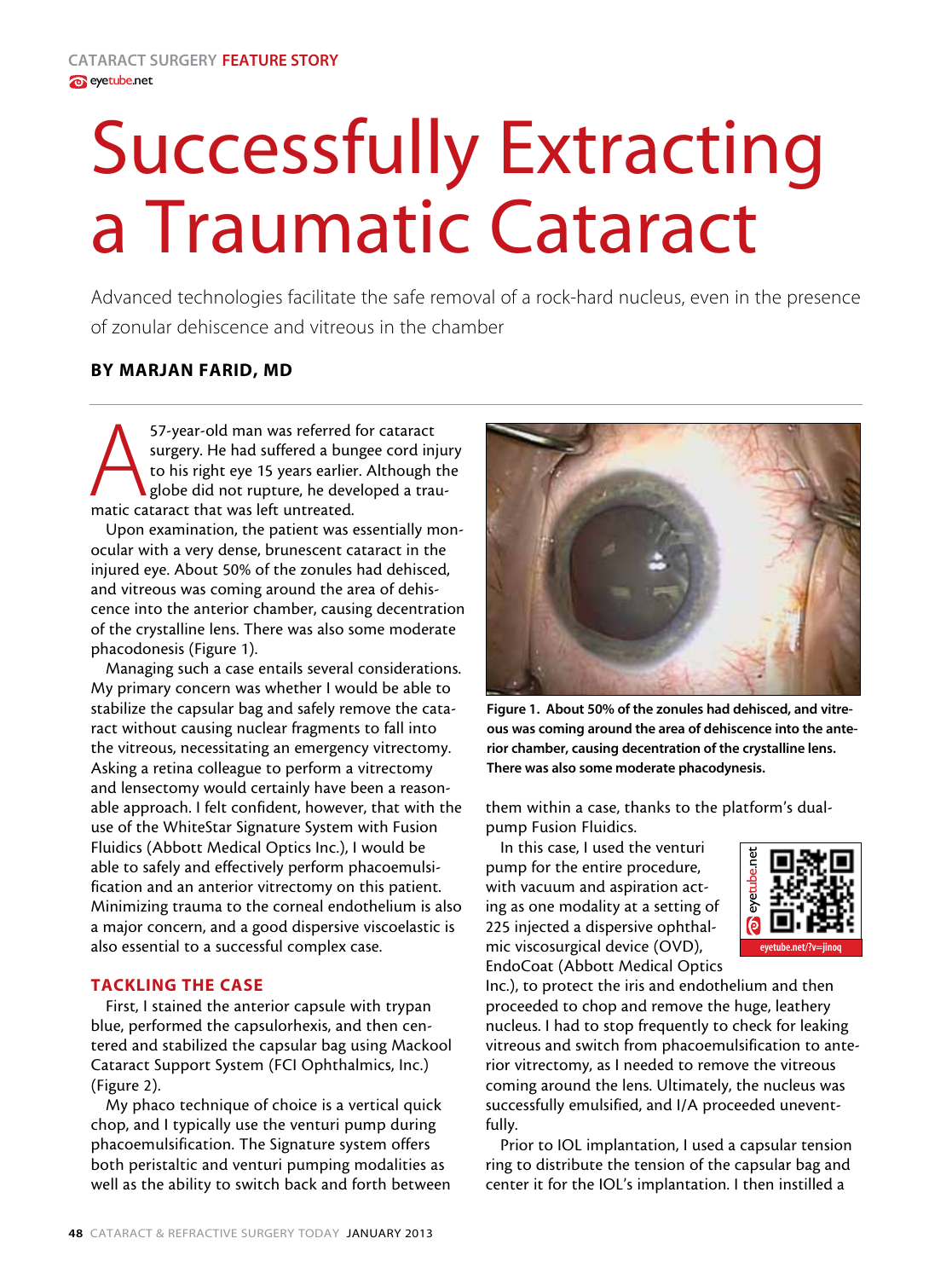CATARACT SURGERY **FEATURE STORY**

# Successfully Extracting a Traumatic Cataract

Advanced technologies facilitate the safe removal of a rock-hard nucleus, even in the presence of zonular dehiscence and vitreous in the chamber

**BY MARJAN FARID, MD**

A 57-year-old man was referred for cataract surgery. He had suffered a bungee cord injury to his right eye 15 years earlier. Although the globe did not rupture, he developed a traumatic cataract that was left untreated.

Upon examination, the patient was essentially monocular with a very dense, brunescent cataract in the injured eye. About 50% of the zonules had dehisced, and vitreous was coming around the area of dehiscence into the anterior chamber, causing decentration of the crystalline lens. There was also some moderate phacodonesis (Figure 1).

Managing such a case entails several considerations. My primary concern was whether I would be able to stabilize the capsular bag and safely remove the cataract without causing nuclear fragments to fall into the vitreous, necessitating an emergency vitrectomy. Asking a retina colleague to perform a vitrectomy and lensectomy would certainly have been a reasonable approach. I felt confident, however, that with the use of the WhiteStar Signature System with Fusion Fluidics (Abbott Medical Optics Inc.), I would be able to safely and effectively perform phacoemulsification and an anterior vitrectomy on this patient. Minimizing trauma to the corneal endothelium is also a major concern, and a good dispersive viscoelastic is also essential to a successful complex case.

## TACKLING THE CASE

First, I stained the anterior capsule with trypan blue, performed the capsulorhexis, and then centered and stabilized the capsular bag using Mackool Cataract Support System (FCI Ophthalmics, Inc.) (Figure 2).

My phaco technique of choice is a vertical quick chop, and I typically use the venturi pump during phacoemulsification. The Signature system offers both peristaltic and venturi pumping modalities as well as the ability to switch back and forth between them within a case, thanks to the platform's dual-pump Fusion Fluidics.

Figure 1. About 50% of the zonules had dehisced, and vitreous was coming around the area of dehiscence into the anterior chamber, causing decentration of the crystalline lens. There was also some moderate phacodynesis.

eyetube.net/?v=jinoq

In this case, I used the venturi pump for the entire procedure, with vacuum and aspiration acting as one modality at a setting of 225 injected a dispersive ophthalmic viscosurgical device (OVD), EndoCoat (Abbott Medical Optics Inc.), to protect the iris and endothelium and then proceeded to chop and remove the huge, leathery nucleus. I had to stop frequently to check for leaking vitreous and switch from phacoemulsification to anterior vitrectomy, as I needed to remove the vitreous coming around the lens. Ultimately, the nucleus was successfully emulsified, and I/A proceeded uneventfully.

Prior to IOL implantation, I used a capsular tension ring to distribute the tension of the capsular bag and center it for the IOL's implantation. I then instilled a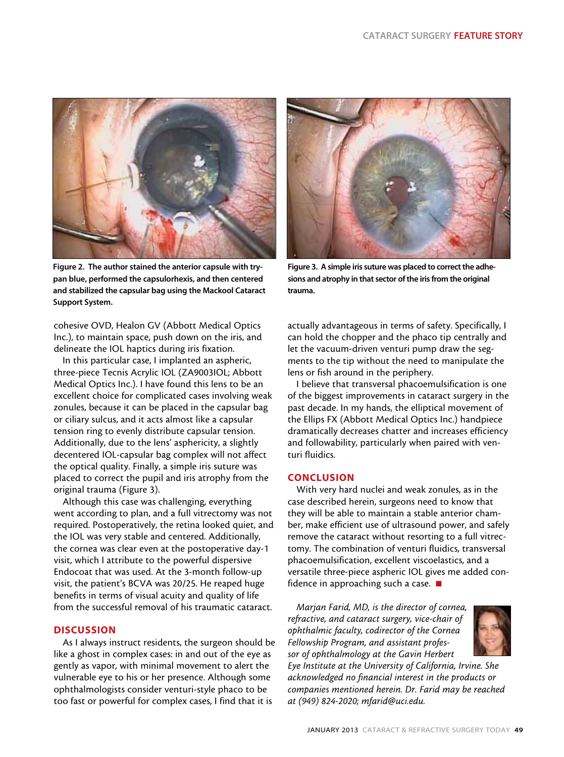Figure 2. The author stained the anterior capsule with trypan blue, performed the capsulorhexis, and then centered and stabilized the capsular bag using the Mackool Cataract Support System.

Figure 3. A simple iris suture was placed to correct the adhesions and atrophy in that sector of the iris from the original trauma.

cohesive OVD, Healon GV (Abbott Medical Optics Inc.), to maintain space, push down on the iris, and delineate the IOL haptics during iris fixation.

In this particular case, I implanted an aspheric, three-piece Tecnis Acrylic IOL (ZA9003IOL; Abbott Medical Optics Inc.). I have found this lens to be an excellent choice for complicated cases involving weak zonules, because it can be placed in the capsular bag or ciliary sulcus, and it acts almost like a capsular tension ring to evenly distribute capsular tension. Additionally, due to the lens' asphericity, a slightly decentered IOL-capsular bag complex will not affect the optical quality. Finally, a simple iris suture was placed to correct the pupil and iris atrophy from the original trauma (Figure 3).

Although this case was challenging, everything went according to plan, and a full vitrectomy was not required. Postoperatively, the retina looked quiet, and the IOL was very stable and centered. Additionally, the cornea was clear even at the postoperative day-1 visit, which I attribute to the powerful dispersive Endocoat that was used. At the 3-month follow-up visit, the patient's BCVA was 20/25. He reaped huge benefits in terms of visual acuity and quality of life from the successful removal of his traumatic cataract.

## DISCUSSION

As I always instruct residents, the surgeon should be like a ghost in complex cases: in and out of the eye as gently as vapor, with minimal movement to alert the vulnerable eye to his or her presence. Although some ophthalmologists consider venturi-style phaco to be too fast or powerful for complex cases, I find that it is actually advantageous in terms of safety. Specifically, I can hold the chopper and the phaco tip centrally and let the vacuum-driven venturi pump draw the segments to the tip without the need to manipulate the lens or fish around in the periphery.

I believe that transversal phacoemulsification is one of the biggest improvements in cataract surgery in the past decade. In my hands, the elliptical movement of the Ellips FX (Abbott Medical Optics Inc.) handpiece dramatically decreases chatter and increases efficiency and followability, particularly when paired with venturi fluidics.

## CONCLUSION

With very hard nuclei and weak zonules, as in the case described herein, surgeons need to know that they will be able to maintain a stable anterior chamber, make efficient use of ultrasound power, and safely remove the cataract without resorting to a full vitrectomy. The combination of venturi fluidics, transversal phacoemulsification, excellent viscoelastics, and a versatile three-piece aspheric IOL gives me added confidence in approaching such a case. ■

*Marjan Farid, MD, is the director of cornea, refractive, and cataract surgery, vice-chair of ophthalmic faculty, codirector of the Cornea Fellowship Program, and assistant professor of ophthalmology at the Gavin Herbert Eye Institute at the University of California, Irvine. She acknowledged no financial interest in the products or companies mentioned herein. Dr. Farid may be reached at (949) 824-2020; mfarid@uci.edu.*